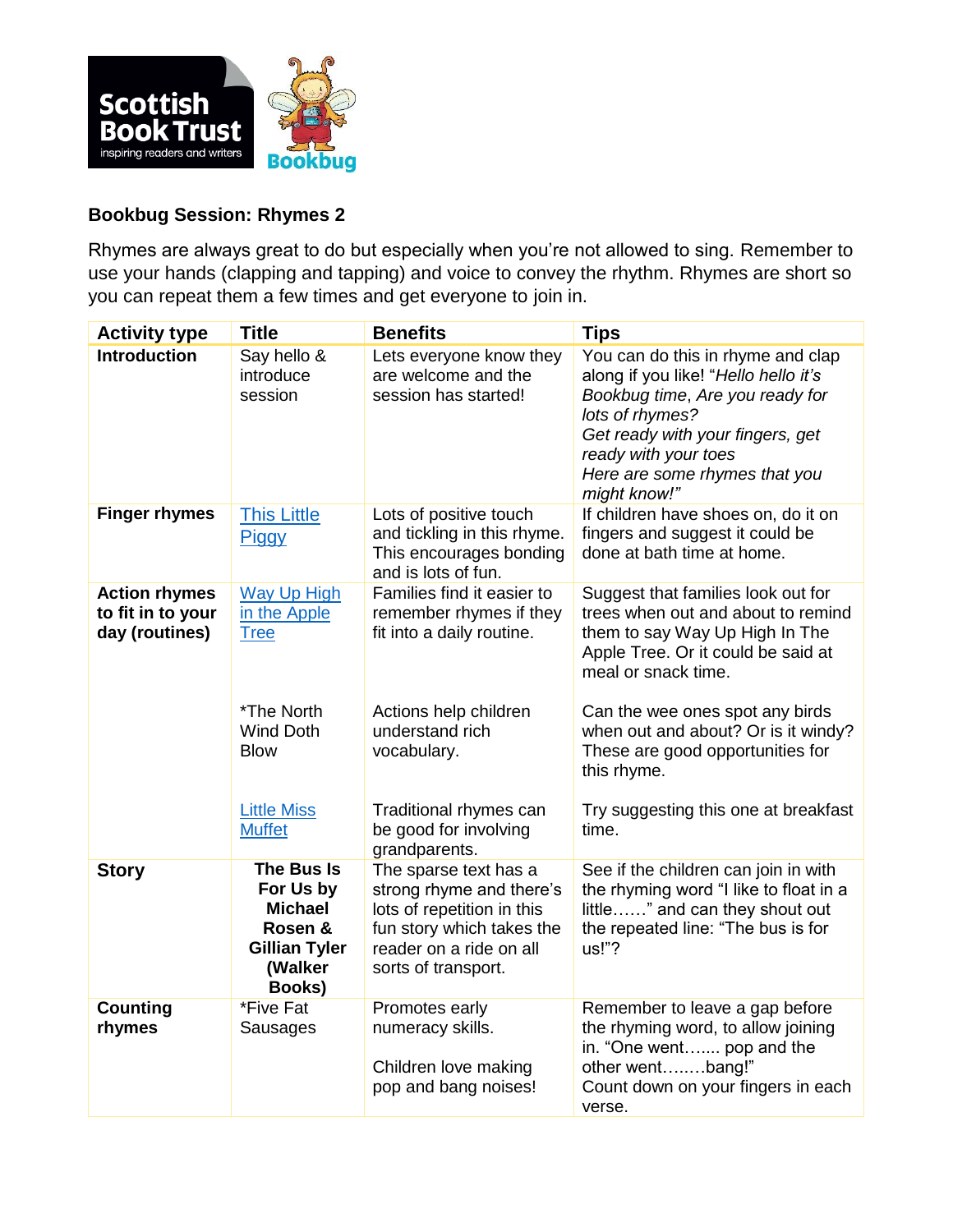**Bookbug Session: Rhymes 2**

Rhymes are always great to do but especially when you're not allowed to sing. Remember to use your hands (clapping and tapping) and voice to convey the rhythm. Rhymes are short so you can repeat them a few times and get everyone to join in.

| Activity type | Title | Benefits | Tips |
|---|---|---|---|
| **Introduction** | Say hello & introduce session | Lets everyone know they are welcome and the session has started! | You can do this in rhyme and clap along if you like! "*Hello hello it's Bookbug time, Are you ready for lots of rhymes? Get ready with your fingers, get ready with your toes Here are some rhymes that you might know!"* |
| **Finger rhymes** | This Little Piggy | Lots of positive touch and tickling in this rhyme. This encourages bonding and is lots of fun. | If children have shoes on, do it on fingers and suggest it could be done at bath time at home. |
| **Action rhymes to fit in to your day (routines)** | Way Up High in the Apple Tree | Families find it easier to remember rhymes if they fit into a daily routine. | Suggest that families look out for trees when out and about to remind them to say Way Up High In The Apple Tree. Or it could be said at meal or snack time. |
| | *The North Wind Doth Blow | Actions help children understand rich vocabulary. | Can the wee ones spot any birds when out and about? Or is it windy? These are good opportunities for this rhyme. |
| | Little Miss Muffet | Traditional rhymes can be good for involving grandparents. | Try suggesting this one at breakfast time. |
| **Story** | **The Bus Is For Us by Michael Rosen & Gillian Tyler (Walker Books)** | The sparse text has a strong rhyme and there's lots of repetition in this fun story which takes the reader on a ride on all sorts of transport. | See if the children can join in with the rhyming word "I like to float in a little……" and can they shout out the repeated line: "The bus is for us!"? |
| **Counting rhymes** | *Five Fat Sausages | Promotes early numeracy skills. Children love making pop and bang noises! | Remember to leave a gap before the rhyming word, to allow joining in. "One went……. pop and the other went……..bang!" Count down on your fingers in each verse. |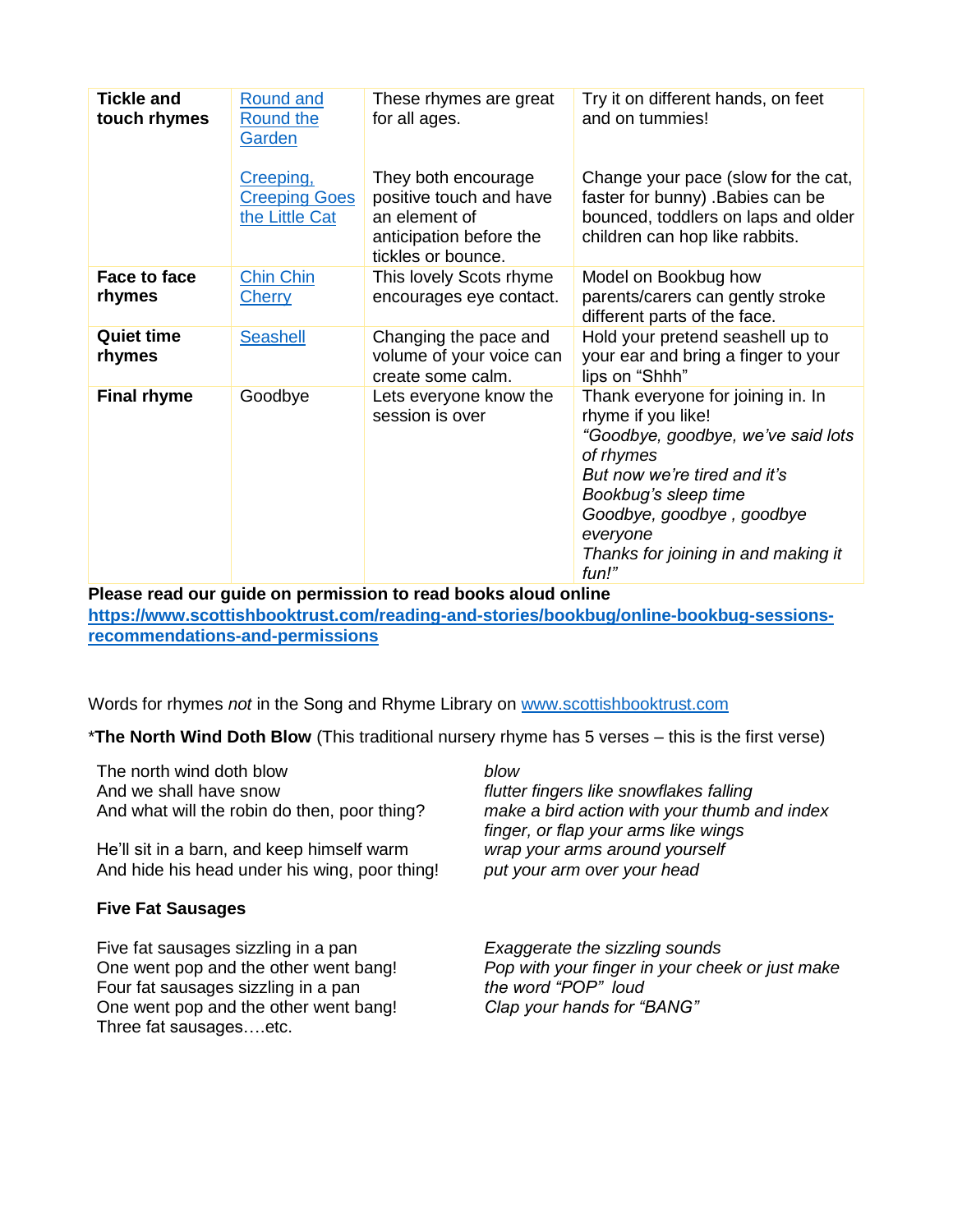| | | | |
|---|---|---|---|
| **Tickle and touch rhymes** | Round and Round the Garden | These rhymes are great for all ages. | Try it on different hands, on feet and on tummies! |
| | Creeping, Creeping Goes the Little Cat | They both encourage positive touch and have an element of anticipation before the tickles or bounce. | Change your pace (slow for the cat, faster for bunny) .Babies can be bounced, toddlers on laps and older children can hop like rabbits. |
| **Face to face rhymes** | Chin Chin Cherry | This lovely Scots rhyme encourages eye contact. | Model on Bookbug how parents/carers can gently stroke different parts of the face. |
| **Quiet time rhymes** | Seashell | Changing the pace and volume of your voice can create some calm. | Hold your pretend seashell up to your ear and bring a finger to your lips on "Shhh" |
| **Final rhyme** | Goodbye | Lets everyone know the session is over | Thank everyone for joining in. In rhyme if you like! *"Goodbye, goodbye, we've said lots of rhymes But now we're tired and it's Bookbug's sleep time Goodbye, goodbye , goodbye everyone Thanks for joining in and making it fun!"* |

**Please read our guide on permission to read books aloud online**
**https://www.scottishbooktrust.com/reading-and-stories/bookbug/online-bookbug-sessions-recommendations-and-permissions**

Words for rhymes *not* in the Song and Rhyme Library on www.scottishbooktrust.com

*__The North Wind Doth Blow__ (This traditional nursery rhyme has 5 verses – this is the first verse)

| | |
|---|---|
| The north wind doth blow | *blow* |
| And we shall have snow | *flutter fingers like snowflakes falling* |
| And what will the robin do then, poor thing? | *make a bird action with your thumb and index finger, or flap your arms like wings* |
| He'll sit in a barn, and keep himself warm | *wrap your arms around yourself* |
| And hide his head under his wing, poor thing! | *put your arm over your head* |

**Five Fat Sausages**

| | |
|---|---|
| Five fat sausages sizzling in a pan | *Exaggerate the sizzling sounds* |
| One went pop and the other went bang! | *Pop with your finger in your cheek or just make the word "POP" loud* |
| Four fat sausages sizzling in a pan | *Clap your hands for "BANG"* |
| One went pop and the other went bang! | |
| Three fat sausages….etc. | |